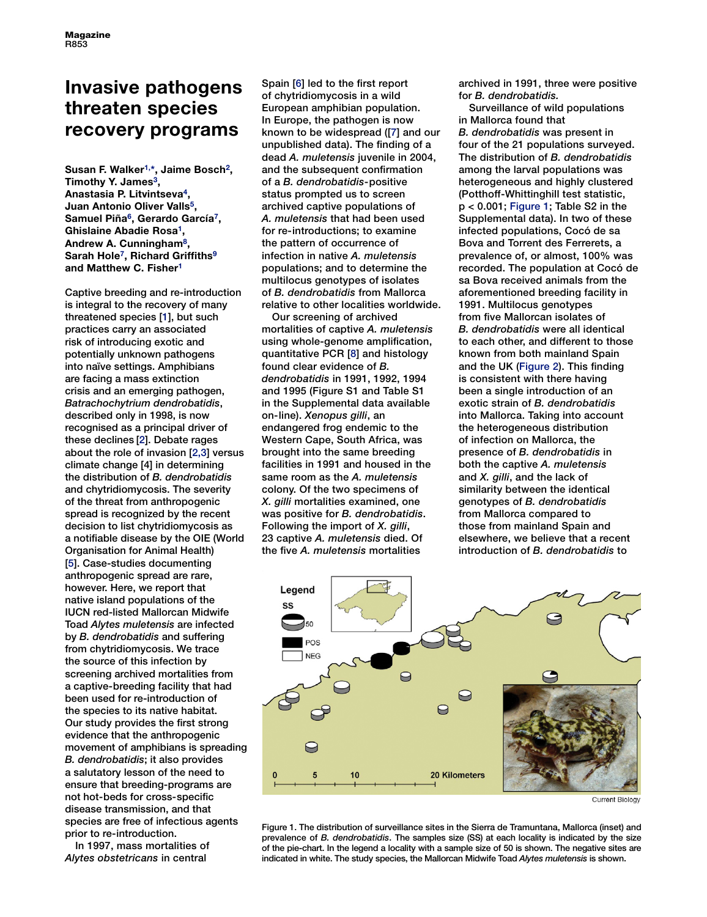# Invasive pathogens threaten species recovery programs

**Susan F. Walker[1,*], Jaime Bosch[2], Timothy Y. James[3], Anastasia P. Litvintseva[4], Juan Antonio Oliver Valls[5], Samuel Piña[6], Gerardo García[7], Ghislaine Abadie Rosa[1], Andrew A. Cunningham[8], Sarah Hole[7], Richard Griffiths[9] and Matthew C. Fisher[1]**

Captive breeding and re-introduction is integral to the recovery of many threatened species [1], but such practices carry an associated risk of introducing exotic and potentially unknown pathogens into naïve settings. Amphibians are facing a mass extinction crisis and an emerging pathogen, *Batrachochytrium dendrobatidis*, described only in 1998, is now recognised as a principal driver of these declines [2]. Debate rages about the role of invasion [2,3] versus climate change [4] in determining the distribution of *B. dendrobatidis* and chytridiomycosis. The severity of the threat from anthropogenic spread is recognized by the recent decision to list chytridiomycosis as a notifiable disease by the OIE (World Organisation for Animal Health) [5]. Case-studies documenting anthropogenic spread are rare, however. Here, we report that native island populations of the IUCN red-listed Mallorcan Midwife Toad *Alytes muletensis* are infected by *B. dendrobatidis* and suffering from chytridiomycosis. We trace the source of this infection by screening archived mortalities from a captive-breeding facility that had been used for re-introduction of the species to its native habitat. Our study provides the first strong evidence that the anthropogenic movement of amphibians is spreading *B. dendrobatidis*; it also provides a salutatory lesson of the need to ensure that breeding-programs are not hot-beds for cross-specific disease transmission, and that species are free of infectious agents prior to re-introduction.

In 1997, mass mortalities of *Alytes obstetricans* in central Spain [6] led to the first report of chytridiomycosis in a wild European amphibian population. In Europe, the pathogen is now known to be widespread ([7] and our unpublished data). The finding of a dead *A. muletensis* juvenile in 2004, and the subsequent confirmation of a *B. dendrobatidis*-positive status prompted us to screen archived captive populations of *A. muletensis* that had been used for re-introductions; to examine the pattern of occurrence of infection in native *A. muletensis* populations; and to determine the multilocus genotypes of isolates of *B. dendrobatidis* from Mallorca relative to other localities worldwide.

Our screening of archived mortalities of captive *A. muletensis* using whole-genome amplification, quantitative PCR [8] and histology found clear evidence of *B. dendrobatidis* in 1991, 1992, 1994 and 1995 (Figure S1 and Table S1 in the Supplemental data available on-line). *Xenopus gilli*, an endangered frog endemic to the Western Cape, South Africa, was brought into the same breeding facilities in 1991 and housed in the same room as the *A. muletensis* colony. Of the two specimens of *X. gilli* mortalities examined, one was positive for *B. dendrobatidis*. Following the import of *X. gilli*, 23 captive *A. muletensis* died. Of the five *A. muletensis* mortalities archived in 1991, three were positive for *B. dendrobatidis.*

Surveillance of wild populations in Mallorca found that *B. dendrobatidis* was present in four of the 21 populations surveyed. The distribution of *B. dendrobatidis* among the larval populations was heterogeneous and highly clustered (Potthoff-Whittinghill test statistic, $p < 0.001$; Figure 1; Table S2 in the Supplemental data). In two of these infected populations, Cocó de sa Bova and Torrent des Ferrerets, a prevalence of, or almost, 100% was recorded. The population at Cocó de sa Bova received animals from the aforementioned breeding facility in 1991. Multilocus genotypes from five Mallorcan isolates of *B. dendrobatidis* were all identical to each other, and different to those known from both mainland Spain and the UK (Figure 2). This finding is consistent with there having been a single introduction of an exotic strain of *B. dendrobatidis* into Mallorca. Taking into account the heterogeneous distribution of infection on Mallorca, the presence of *B. dendrobatidis* in both the captive *A. muletensis* and *X. gilli*, and the lack of similarity between the identical genotypes of *B. dendrobatidis* from Mallorca compared to those from mainland Spain and elsewhere, we believe that a recent introduction of *B. dendrobatidis* to

Legend
SS
50
POS
NEG
0 5 10 20 Kilometers

Figure 1. The distribution of surveillance sites in the Sierra de Tramuntana, Mallorca (inset) and prevalence of *B. dendrobatidis*. The samples size (SS) at each locality is indicated by the size of the pie-chart. In the legend a locality with a sample size of 50 is shown. The negative sites are indicated in white. The study species, the Mallorcan Midwife Toad *Alytes muletensis* is shown.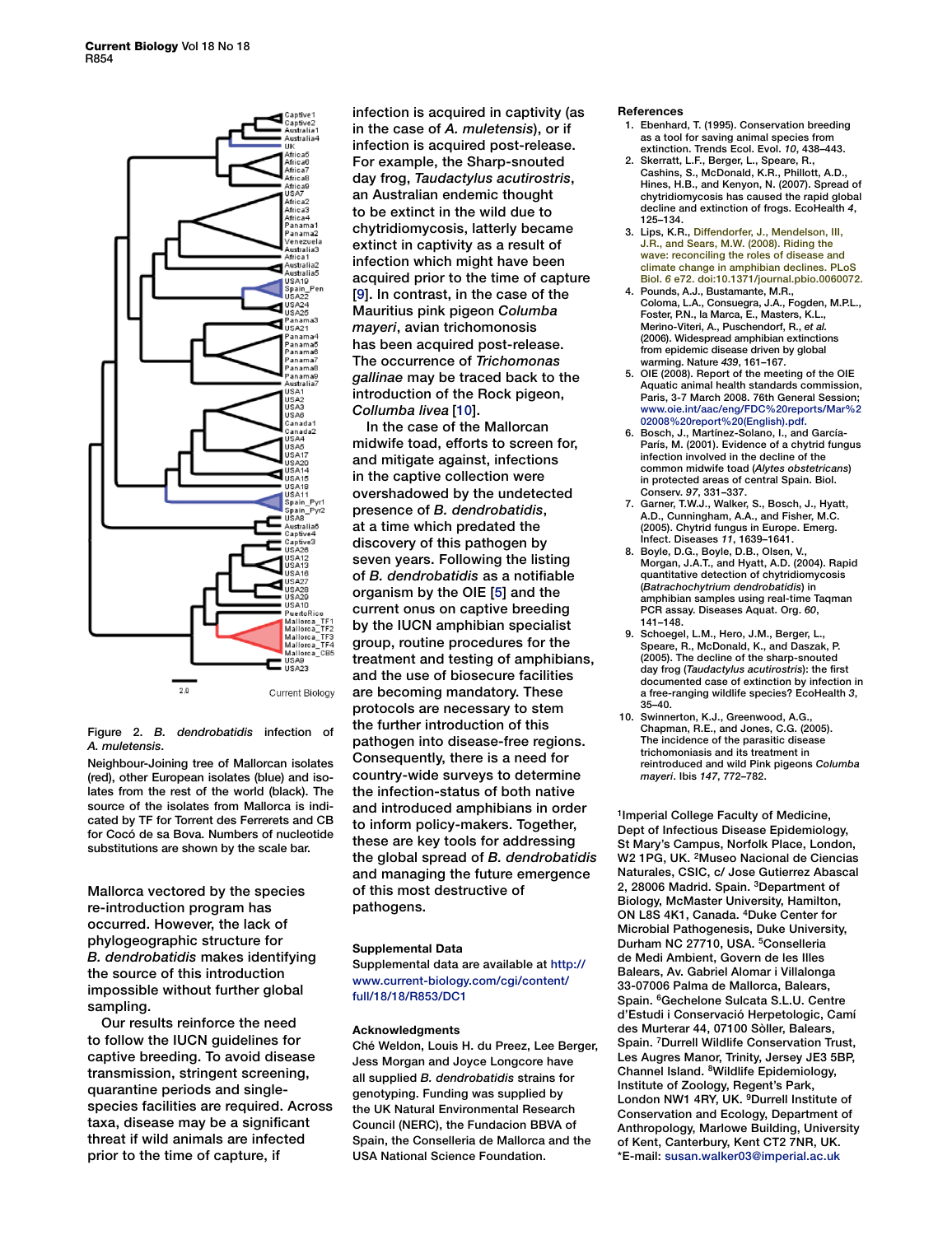Captive1
Captive2
Australia1
Australia4
UK
Africa5
Africa6
Africa7
Africa8
Africa9
USA7
Africa2
Africa3
Africa4
Panama1
Panama2
Venezuela
Australia3
Africa1
Australia2
Australia5
USA19
Spain_Pen
USA22
USA24
USA25
Panama3
USA21
Panama4
Panama5
Panama6
Panama7
Panama8
Panama9
Australia7
USA1
USA2
USA3
USA6
Canada1
Canada2
USA4
USA5
USA17
USA20
USA14
USA15
USA18
USA11
Spain_Pyr1
Spain_Pyr2
USA8
Australia6
Captive4
Captive3
USA26
USA12
USA13
USA16
USA27
USA28
USA29
USA10
PuertoRico
Mallorca_TF1
Mallorca_TF2
Mallorca_TF3
Mallorca_TF4
Mallorca_CB5
USA9
USA23
2.0
Current Biology

Figure 2. *B. dendrobatidis* infection of *A. muletensis*.

Neighbour-Joining tree of Mallorcan isolates (red), other European isolates (blue) and isolates from the rest of the world (black). The source of the isolates from Mallorca is indicated by TF for Torrent des Ferrerets and CB for Cocó de sa Bova. Numbers of nucleotide substitutions are shown by the scale bar.

Mallorca vectored by the species re-introduction program has occurred. However, the lack of phylogeographic structure for *B. dendrobatidis* makes identifying the source of this introduction impossible without further global sampling.

Our results reinforce the need to follow the IUCN guidelines for captive breeding. To avoid disease transmission, stringent screening, quarantine periods and single-species facilities are required. Across taxa, disease may be a significant threat if wild animals are infected prior to the time of capture, if infection is acquired in captivity (as in the case of *A. muletensis*), or if infection is acquired post-release. For example, the Sharp-snouted day frog, *Taudactylus acutirostris*, an Australian endemic thought to be extinct in the wild due to chytridiomycosis, latterly became extinct in captivity as a result of infection which might have been acquired prior to the time of capture [9]. In contrast, in the case of the Mauritius pink pigeon *Columba mayeri*, avian trichomonosis has been acquired post-release. The occurrence of *Trichomonas gallinae* may be traced back to the introduction of the Rock pigeon, *Collumba livea* [10].

In the case of the Mallorcan midwife toad, efforts to screen for, and mitigate against, infections in the captive collection were overshadowed by the undetected presence of *B. dendrobatidis*, at a time which predated the discovery of this pathogen by seven years. Following the listing of *B. dendrobatidis* as a notifiable organism by the OIE [5] and the current onus on captive breeding by the IUCN amphibian specialist group, routine procedures for the treatment and testing of amphibians, and the use of biosecure facilities are becoming mandatory. These protocols are necessary to stem the further introduction of this pathogen into disease-free regions. Consequently, there is a need for country-wide surveys to determine the infection-status of both native and introduced amphibians in order to inform policy-makers. Together, these are key tools for addressing the global spread of *B. dendrobatidis* and managing the future emergence of this most destructive of pathogens.

### Supplemental Data

Supplemental data are available at http://www.current-biology.com/cgi/content/full/18/18/R853/DC1

### Acknowledgments

Ché Weldon, Louis H. du Preez, Lee Berger, Jess Morgan and Joyce Longcore have all supplied *B. dendrobatidis* strains for genotyping. Funding was supplied by the UK Natural Environmental Research Council (NERC), the Fundacion BBVA of Spain, the Conselleria de Mallorca and the USA National Science Foundation.

### References

1. Ebenhard, T. (1995). Conservation breeding as a tool for saving animal species from extinction. Trends Ecol. Evol. *10*, 438–443.
2. Skerratt, L.F., Berger, L., Speare, R., Cashins, S., McDonald, K.R., Phillott, A.D., Hines, H.B., and Kenyon, N. (2007). Spread of chytridiomycosis has caused the rapid global decline and extinction of frogs. EcoHealth *4*, 125–134.
3. Lips, K.R., Diffendorfer, J., Mendelson, III, J.R., and Sears, M.W. (2008). Riding the wave: reconciling the roles of disease and climate change in amphibian declines. PLoS Biol. *6* e72. doi:10.1371/journal.pbio.0060072.
4. Pounds, A.J., Bustamante, M.R., Coloma, L.A., Consuegra, J.A., Fogden, M.P.L., Foster, P.N., la Marca, E., Masters, K.L., Merino-Viteri, A., Puschendorf, R., *et al.* (2006). Widespread amphibian extinctions from epidemic disease driven by global warming. Nature *439*, 161–167.
5. OIE (2008). Report of the meeting of the OIE Aquatic animal health standards commission, Paris, 3-7 March 2008. 76th General Session; www.oie.int/aac/eng/FDC%20reports/Mar%202008%20report%20(English).pdf.
6. Bosch, J., Martínez-Solano, I., and García-París, M. (2001). Evidence of a chytrid fungus infection involved in the decline of the common midwife toad (*Alytes obstetricans*) in protected areas of central Spain. Biol. Conserv. *97*, 331–337.
7. Garner, T.W.J., Walker, S., Bosch, J., Hyatt, A.D., Cunningham, A.A., and Fisher, M.C. (2005). Chytrid fungus in Europe. Emerg. Infect. Diseases *11*, 1639–1641.
8. Boyle, D.G., Boyle, D.B., Olsen, V., Morgan, J.A.T., and Hyatt, A.D. (2004). Rapid quantitative detection of chytridiomycosis (*Batrachochytrium dendrobatidis*) in amphibian samples using real-time Taqman PCR assay. Diseases Aquat. Org. *60*, 141–148.
9. Schoegel, L.M., Hero, J.M., Berger, L., Speare, R., McDonald, K., and Daszak, P. (2005). The decline of the sharp-snouted day frog (*Taudactylus acutirostris*): the first documented case of extinction by infection in a free-ranging wildlife species? EcoHealth *3*, 35–40.
10. Swinnerton, K.J., Greenwood, A.G., Chapman, R.E., and Jones, C.G. (2005). The incidence of the parasitic disease trichomoniasis and its treatment in reintroduced and wild Pink pigeons *Columba mayeri*. Ibis *147*, 772–782.

[1]Imperial College Faculty of Medicine, Dept of Infectious Disease Epidemiology, St Mary's Campus, Norfolk Place, London, W2 1PG, UK. [2]Museo Nacional de Ciencias Naturales, CSIC, c/ Jose Gutierrez Abascal 2, 28006 Madrid. Spain. [3]Department of Biology, McMaster University, Hamilton, ON L8S 4K1, Canada. [4]Duke Center for Microbial Pathogenesis, Duke University, Durham NC 27710, USA. [5]Conselleria de Medi Ambient, Govern de les Illes Balears, Av. Gabriel Alomar i Villalonga 33-07006 Palma de Mallorca, Balears, Spain. [6]Gechelone Sulcata S.L.U. Centre d'Estudi i Conservació Herpetologic, Camí des Murterar 44, 07100 Sòller, Balears, Spain. [7]Durrell Wildlife Conservation Trust, Les Augres Manor, Trinity, Jersey JE3 5BP, Channel Island. [8]Wildlife Epidemiology, Institute of Zoology, Regent's Park, London NW1 4RY, UK. [9]Durrell Institute of Conservation and Ecology, Department of Anthropology, Marlowe Building, University of Kent, Canterbury, Kent CT2 7NR, UK.
*E-mail: susan.walker03@imperial.ac.uk